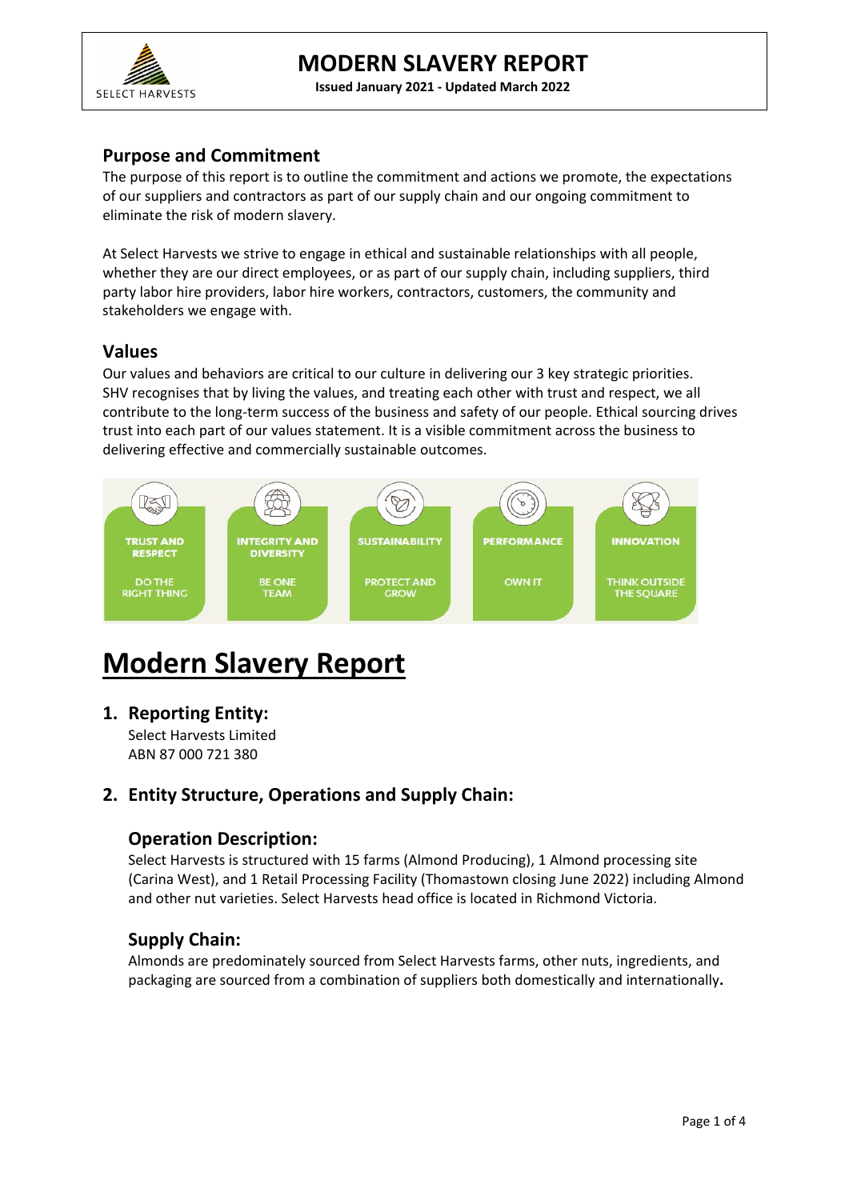SELECT HARVESTS

# MODERN SLAVERY REPORT

**Issued January 2021 - Updated March 2022**

## Purpose and Commitment

The purpose of this report is to outline the commitment and actions we promote, the expectations of our suppliers and contractors as part of our supply chain and our ongoing commitment to eliminate the risk of modern slavery.

At Select Harvests we strive to engage in ethical and sustainable relationships with all people, whether they are our direct employees, or as part of our supply chain, including suppliers, third party labor hire providers, labor hire workers, contractors, customers, the community and stakeholders we engage with.

## Values

Our values and behaviors are critical to our culture in delivering our 3 key strategic priorities. SHV recognises that by living the values, and treating each other with trust and respect, we all contribute to the long-term success of the business and safety of our people. Ethical sourcing drives trust into each part of our values statement. It is a visible commitment across the business to delivering effective and commercially sustainable outcomes.

| TRUST AND RESPECT | INTEGRITY AND DIVERSITY | SUSTAINABILITY | PERFORMANCE | INNOVATION |
|---|---|---|---|---|
| DO THE RIGHT THING | BE ONE TEAM | PROTECT AND GROW | OWN IT | THINK OUTSIDE THE SQUARE |

# Modern Slavery Report

## 1. Reporting Entity:

Select Harvests Limited
ABN 87 000 721 380

## 2. Entity Structure, Operations and Supply Chain:

### Operation Description:

Select Harvests is structured with 15 farms (Almond Producing), 1 Almond processing site (Carina West), and 1 Retail Processing Facility (Thomastown closing June 2022) including Almond and other nut varieties. Select Harvests head office is located in Richmond Victoria.

### Supply Chain:

Almonds are predominately sourced from Select Harvests farms, other nuts, ingredients, and packaging are sourced from a combination of suppliers both domestically and internationally**.**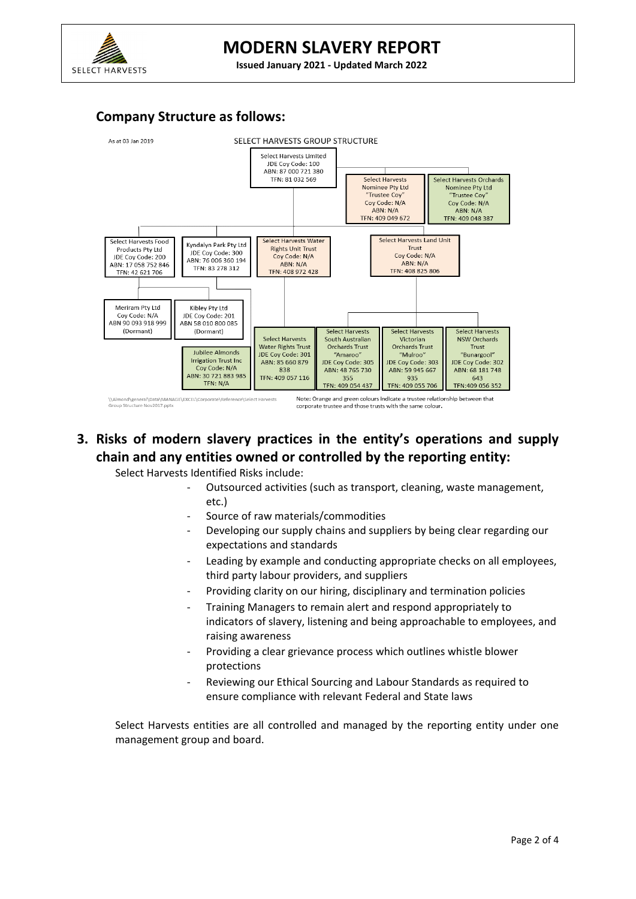## Company Structure as follows:

As at 03 Jan 2019

SELECT HARVESTS GROUP STRUCTURE

- **Select Harvests Limited** – JDE Coy Code: 100 – ABN: 87 000 721 380 – TFN: 81 032 569
  - **Select Harvests Nominee Pty Ltd** "Trustee Coy" – Coy Code: N/A – ABN: N/A – TFN: 409 049 672
  - **Select Harvests Orchards Nominee Pty Ltd** "Trustee Coy" – Coy Code: N/A – ABN: N/A – TFN: 409 048 387
  - **Select Harvests Food Products Pty Ltd** – JDE Coy Code: 200 – ABN: 17 058 752 846 – TFN: 42 621 706
    - **Meriram Pty Ltd** – Coy Code: N/A – ABN 90 093 918 999 – (Dormant)
    - **Kibley Pty Ltd** – JDE Coy Code: 201 – ABN 58 010 800 085 – (Dormant)
  - **Kyndalyn Park Pty Ltd** – JDE Coy Code: 300 – ABN: 76 006 360 194 – TFN: 83 278 312
    - **Jubilee Almonds Irrigation Trust Inc** – Coy Code: N/A – ABN: 30 721 883 985 – TFN: N/A
  - **Select Harvests Water Rights Unit Trust** – Coy Code: N/A – ABN: N/A – TFN: 408 972 428
    - **Select Harvests Water Rights Trust** – JDE Coy Code: 301 – ABN: 85 660 879 838 – TFN: 409 057 116
  - **Select Harvests Land Unit Trust** – Coy Code: N/A – ABN: N/A – TFN: 408 825 806
    - **Select Harvests South Australian Orchards Trust** "Amaroo" – JDE Coy Code: 305 – ABN: 48 765 730 355 – TFN: 409 054 437
    - **Select Harvests Victorian Orchards Trust** "Mulroo" – JDE Coy Code: 303 – ABN: 59 945 667 935 – TFN: 409 055 706
    - **Select Harvests NSW Orchards Trust** "Bunargool" – JDE Coy Code: 302 – ABN: 68 181 748 643 – TFN: 409 056 352

\\Almond\general\Data\MANAGE\EXCEL\Corporate\Reference\Select Harvests Group Structure Nov2017.pptx

Note: Orange and green colours indicate a trustee relationship between that corporate trustee and those trusts with the same colour.

## 3. Risks of modern slavery practices in the entity's operations and supply chain and any entities owned or controlled by the reporting entity:

Select Harvests Identified Risks include:

- Outsourced activities (such as transport, cleaning, waste management, etc.)
- Source of raw materials/commodities
- Developing our supply chains and suppliers by being clear regarding our expectations and standards
- Leading by example and conducting appropriate checks on all employees, third party labour providers, and suppliers
- Providing clarity on our hiring, disciplinary and termination policies
- Training Managers to remain alert and respond appropriately to indicators of slavery, listening and being approachable to employees, and raising awareness
- Providing a clear grievance process which outlines whistle blower protections
- Reviewing our Ethical Sourcing and Labour Standards as required to ensure compliance with relevant Federal and State laws

Select Harvests entities are all controlled and managed by the reporting entity under one management group and board.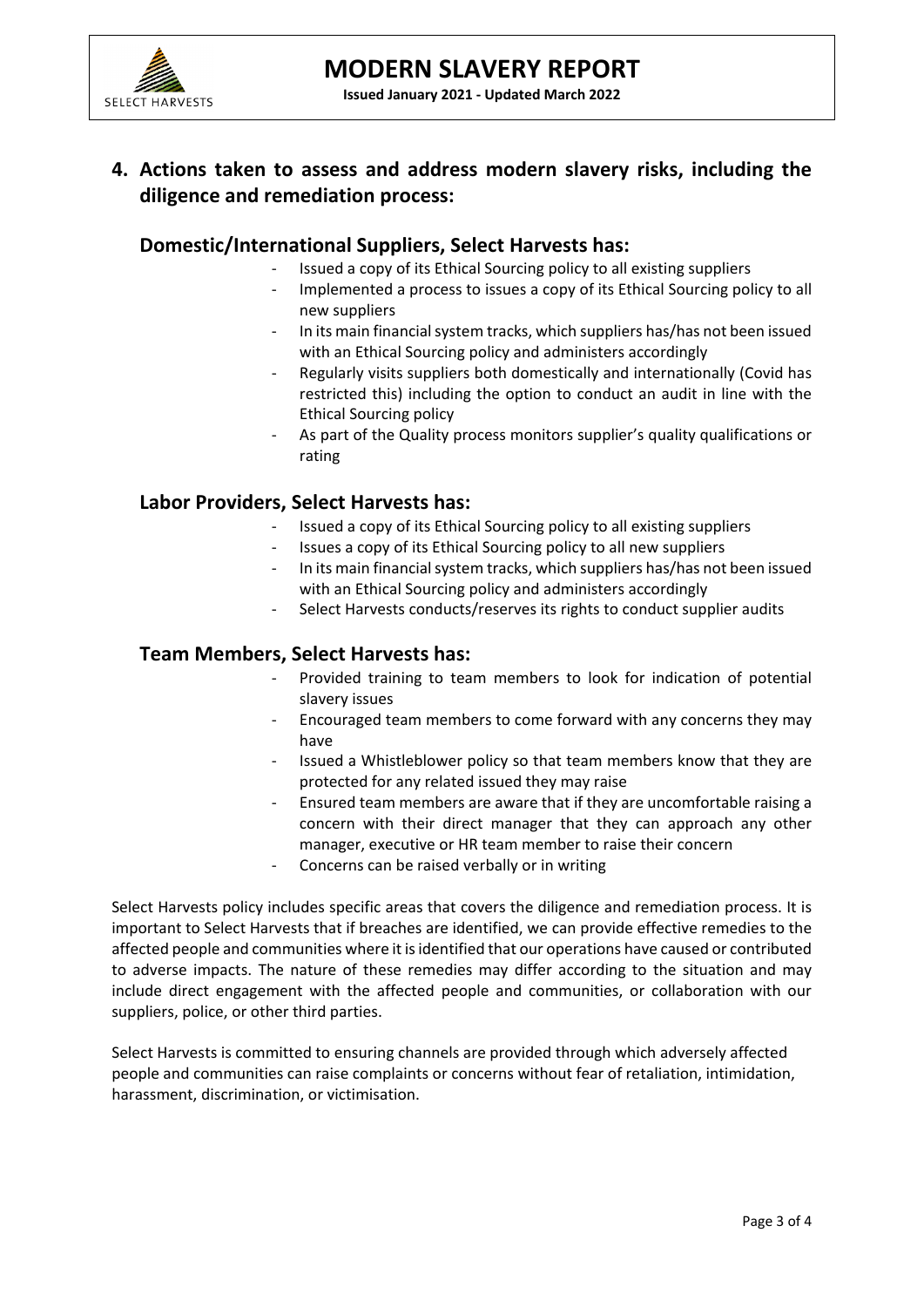## 4. Actions taken to assess and address modern slavery risks, including the diligence and remediation process:

### Domestic/International Suppliers, Select Harvests has:

- Issued a copy of its Ethical Sourcing policy to all existing suppliers
- Implemented a process to issues a copy of its Ethical Sourcing policy to all new suppliers
- In its main financial system tracks, which suppliers has/has not been issued with an Ethical Sourcing policy and administers accordingly
- Regularly visits suppliers both domestically and internationally (Covid has restricted this) including the option to conduct an audit in line with the Ethical Sourcing policy
- As part of the Quality process monitors supplier's quality qualifications or rating

### Labor Providers, Select Harvests has:

- Issued a copy of its Ethical Sourcing policy to all existing suppliers
- Issues a copy of its Ethical Sourcing policy to all new suppliers
- In its main financial system tracks, which suppliers has/has not been issued with an Ethical Sourcing policy and administers accordingly
- Select Harvests conducts/reserves its rights to conduct supplier audits

### Team Members, Select Harvests has:

- Provided training to team members to look for indication of potential slavery issues
- Encouraged team members to come forward with any concerns they may have
- Issued a Whistleblower policy so that team members know that they are protected for any related issued they may raise
- Ensured team members are aware that if they are uncomfortable raising a concern with their direct manager that they can approach any other manager, executive or HR team member to raise their concern
- Concerns can be raised verbally or in writing

Select Harvests policy includes specific areas that covers the diligence and remediation process. It is important to Select Harvests that if breaches are identified, we can provide effective remedies to the affected people and communities where it is identified that our operations have caused or contributed to adverse impacts. The nature of these remedies may differ according to the situation and may include direct engagement with the affected people and communities, or collaboration with our suppliers, police, or other third parties.

Select Harvests is committed to ensuring channels are provided through which adversely affected people and communities can raise complaints or concerns without fear of retaliation, intimidation, harassment, discrimination, or victimisation.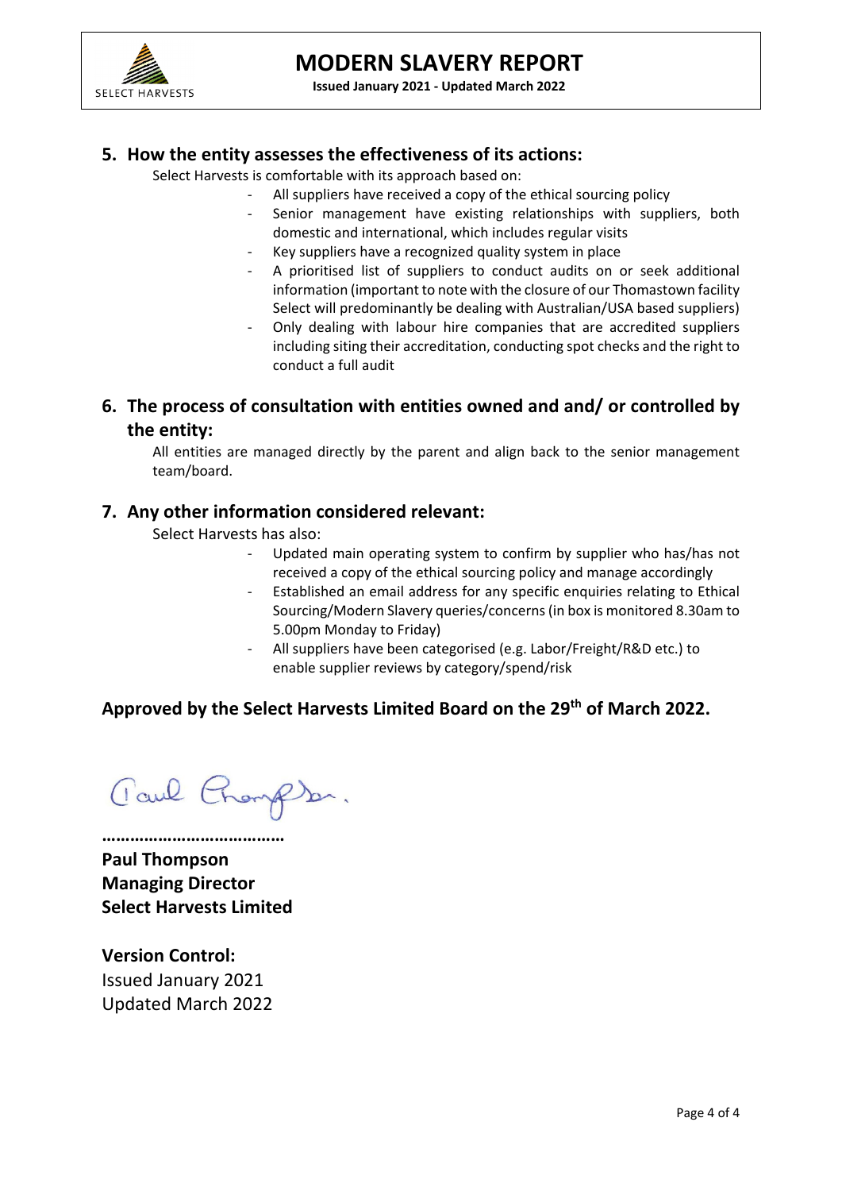## 5. How the entity assesses the effectiveness of its actions:

Select Harvests is comfortable with its approach based on:

- All suppliers have received a copy of the ethical sourcing policy
- Senior management have existing relationships with suppliers, both domestic and international, which includes regular visits
- Key suppliers have a recognized quality system in place
- A prioritised list of suppliers to conduct audits on or seek additional information (important to note with the closure of our Thomastown facility Select will predominantly be dealing with Australian/USA based suppliers)
- Only dealing with labour hire companies that are accredited suppliers including siting their accreditation, conducting spot checks and the right to conduct a full audit

## 6. The process of consultation with entities owned and and/ or controlled by the entity:

All entities are managed directly by the parent and align back to the senior management team/board.

## 7. Any other information considered relevant:

Select Harvests has also:

- Updated main operating system to confirm by supplier who has/has not received a copy of the ethical sourcing policy and manage accordingly
- Established an email address for any specific enquiries relating to Ethical Sourcing/Modern Slavery queries/concerns (in box is monitored 8.30am to 5.00pm Monday to Friday)
- All suppliers have been categorised (e.g. Labor/Freight/R&D etc.) to enable supplier reviews by category/spend/risk

**Approved by the Select Harvests Limited Board on the 29th of March 2022.**

Paul Thompson.

………………………………

**Paul Thompson**
**Managing Director**
**Select Harvests Limited**

**Version Control:**
Issued January 2021
Updated March 2022